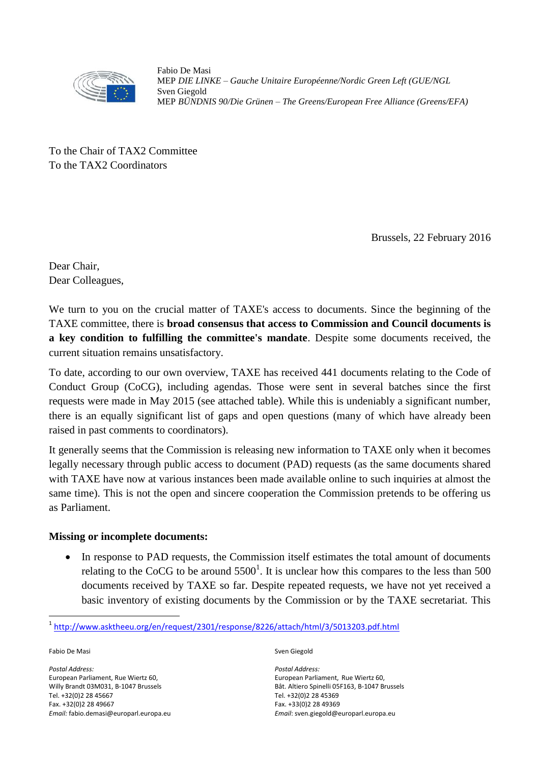Fabio De Masi
MEP *DIE LINKE – Gauche Unitaire Européenne/Nordic Green Left (GUE/NGL*
Sven Giegold
MEP *BÜNDNIS 90/Die Grünen – The Greens/European Free Alliance (Greens/EFA)*

To the Chair of TAX2 Committee
To the TAX2 Coordinators

Brussels, 22 February 2016

Dear Chair,
Dear Colleagues,

We turn to you on the crucial matter of TAXE's access to documents. Since the beginning of the TAXE committee, there is **broad consensus that access to Commission and Council documents is a key condition to fulfilling the committee's mandate**. Despite some documents received, the current situation remains unsatisfactory.

To date, according to our own overview, TAXE has received 441 documents relating to the Code of Conduct Group (CoCG), including agendas. Those were sent in several batches since the first requests were made in May 2015 (see attached table). While this is undeniably a significant number, there is an equally significant list of gaps and open questions (many of which have already been raised in past comments to coordinators).

It generally seems that the Commission is releasing new information to TAXE only when it becomes legally necessary through public access to document (PAD) requests (as the same documents shared with TAXE have now at various instances been made available online to such inquiries at almost the same time). This is not the open and sincere cooperation the Commission pretends to be offering us as Parliament.

**Missing or incomplete documents:**

- In response to PAD requests, the Commission itself estimates the total amount of documents relating to the CoCG to be around 5500[1]. It is unclear how this compares to the less than 500 documents received by TAXE so far. Despite repeated requests, we have not yet received a basic inventory of existing documents by the Commission or by the TAXE secretariat. This

[1] http://www.asktheeu.org/en/request/2301/response/8226/attach/html/3/5013203.pdf.html

Fabio De Masi

*Postal Address:*
European Parliament, Rue Wiertz 60,
Willy Brandt 03M031, B-1047 Brussels
Tel. +32(0)2 28 45667
Fax. +32(0)2 28 49667
*Email:* fabio.demasi@europarl.europa.eu

Sven Giegold

*Postal Address:*
European Parliament, Rue Wiertz 60,
Bât. Altiero Spinelli 05F163, B-1047 Brussels
Tel. +32(0)2 28 45369
Fax. +33(0)2 28 49369
*Email*: sven.giegold@europarl.europa.eu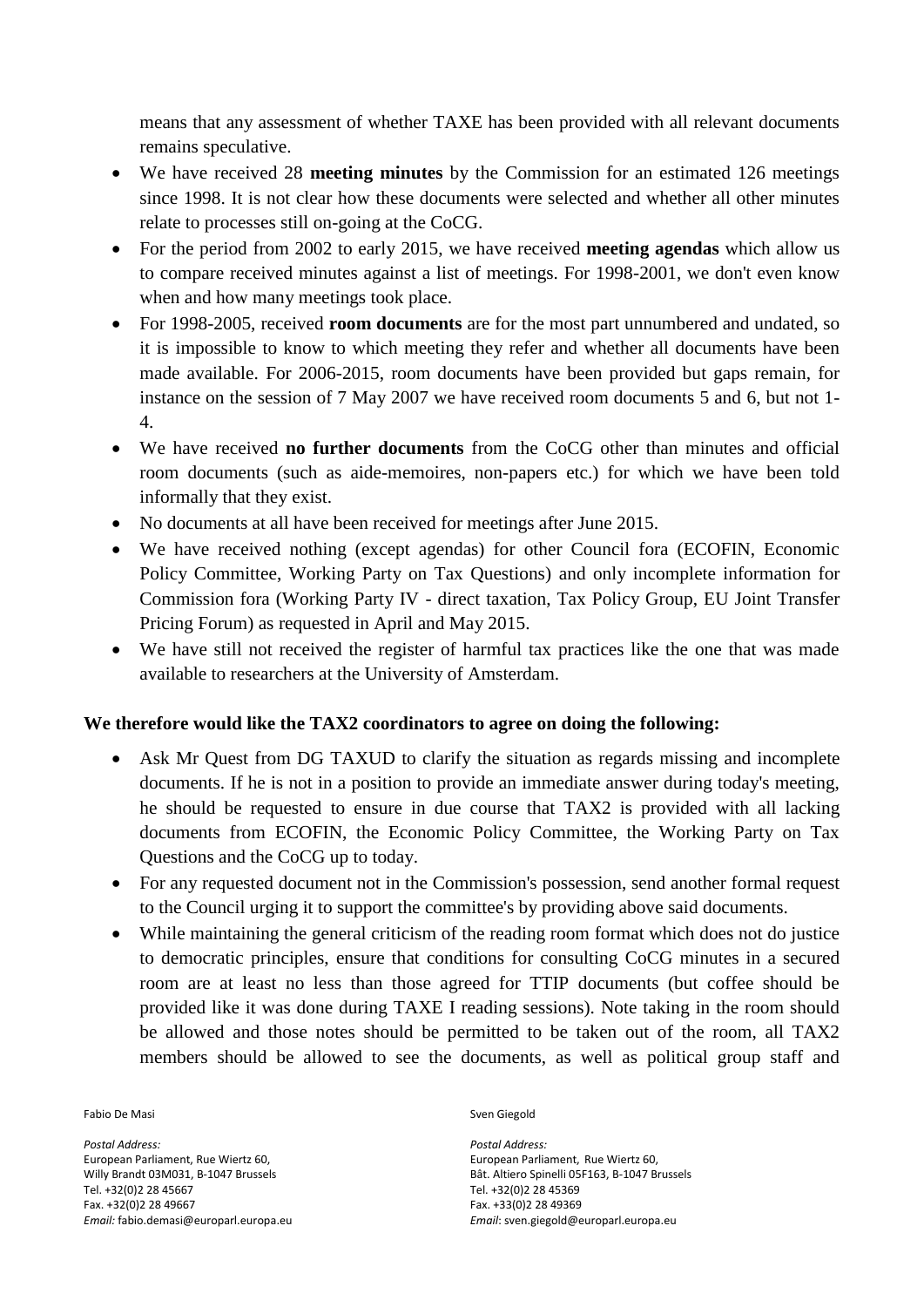means that any assessment of whether TAXE has been provided with all relevant documents remains speculative.

- We have received 28 **meeting minutes** by the Commission for an estimated 126 meetings since 1998. It is not clear how these documents were selected and whether all other minutes relate to processes still on-going at the CoCG.
- For the period from 2002 to early 2015, we have received **meeting agendas** which allow us to compare received minutes against a list of meetings. For 1998-2001, we don't even know when and how many meetings took place.
- For 1998-2005, received **room documents** are for the most part unnumbered and undated, so it is impossible to know to which meeting they refer and whether all documents have been made available. For 2006-2015, room documents have been provided but gaps remain, for instance on the session of 7 May 2007 we have received room documents 5 and 6, but not 1-4.
- We have received **no further documents** from the CoCG other than minutes and official room documents (such as aide-memoires, non-papers etc.) for which we have been told informally that they exist.
- No documents at all have been received for meetings after June 2015.
- We have received nothing (except agendas) for other Council fora (ECOFIN, Economic Policy Committee, Working Party on Tax Questions) and only incomplete information for Commission fora (Working Party IV - direct taxation, Tax Policy Group, EU Joint Transfer Pricing Forum) as requested in April and May 2015.
- We have still not received the register of harmful tax practices like the one that was made available to researchers at the University of Amsterdam.

**We therefore would like the TAX2 coordinators to agree on doing the following:**

- Ask Mr Quest from DG TAXUD to clarify the situation as regards missing and incomplete documents. If he is not in a position to provide an immediate answer during today's meeting, he should be requested to ensure in due course that TAX2 is provided with all lacking documents from ECOFIN, the Economic Policy Committee, the Working Party on Tax Questions and the CoCG up to today.
- For any requested document not in the Commission's possession, send another formal request to the Council urging it to support the committee's by providing above said documents.
- While maintaining the general criticism of the reading room format which does not do justice to democratic principles, ensure that conditions for consulting CoCG minutes in a secured room are at least no less than those agreed for TTIP documents (but coffee should be provided like it was done during TAXE I reading sessions). Note taking in the room should be allowed and those notes should be permitted to be taken out of the room, all TAX2 members should be allowed to see the documents, as well as political group staff and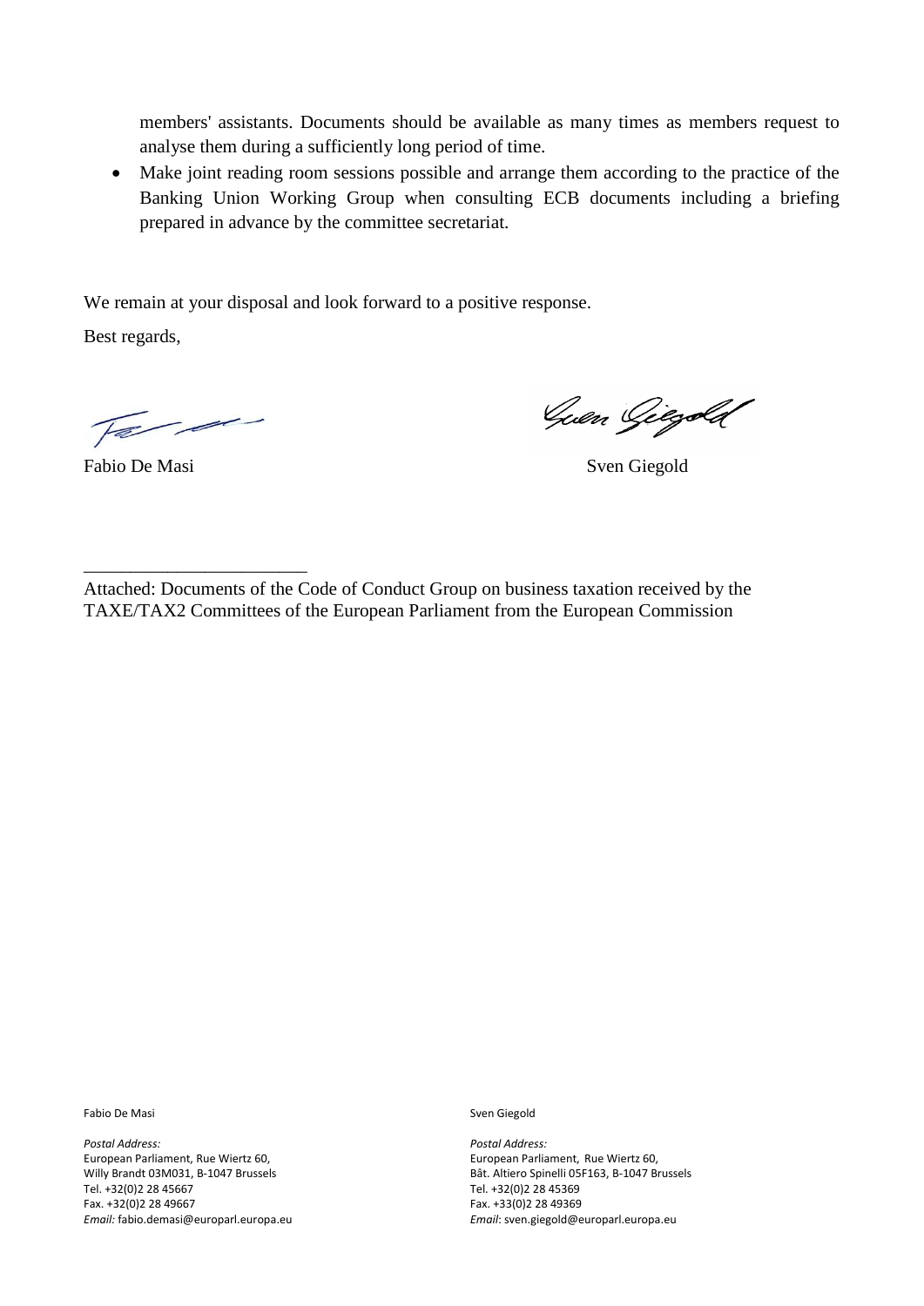members' assistants. Documents should be available as many times as members request to analyse them during a sufficiently long period of time.

- Make joint reading room sessions possible and arrange them according to the practice of the Banking Union Working Group when consulting ECB documents including a briefing prepared in advance by the committee secretariat.

We remain at your disposal and look forward to a positive response.

Best regards,

Fabio De Masi — Sven Giegold

---

Attached: Documents of the Code of Conduct Group on business taxation received by the TAXE/TAX2 Committees of the European Parliament from the European Commission

Fabio De Masi

*Postal Address:*
European Parliament, Rue Wiertz 60,
Willy Brandt 03M031, B-1047 Brussels
Tel. +32(0)2 28 45667
Fax. +32(0)2 28 49667
*Email:* fabio.demasi@europarl.europa.eu

Sven Giegold

*Postal Address:*
European Parliament, Rue Wiertz 60,
Bât. Altiero Spinelli 05F163, B-1047 Brussels
Tel. +32(0)2 28 45369
Fax. +33(0)2 28 49369
*Email*: sven.giegold@europarl.europa.eu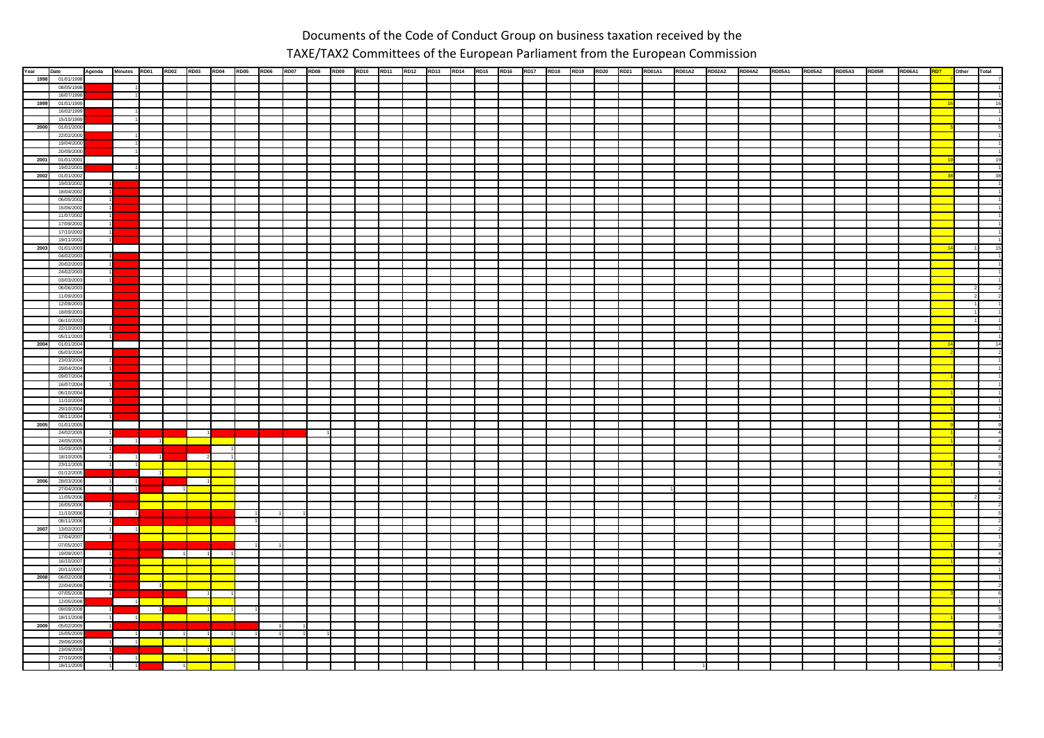# Documents of the Code of Conduct Group on business taxation received by the TAXE/TAX2 Committees of the European Parliament from the European Commission

| Year | Date | Agenda | Minutes | RD01 | RD02 | RD03 | RD04 | RD05 | RD06 | RD07 | RD08 | RD09 | RD10 | RD11 | RD12 | RD13 | RD14 | RD15 | RD16 | RD17 | RD18 | RD19 | RD20 | RD21 | RD01A1 | RD01A2 | RD02A2 | RD04A2 | RD05A1 | RD05A2 | RD05A3 | RD05R | RD06A1 | RD? | Other | Total |
|---|---|---|---|---|---|---|---|---|---|---|---|---|---|---|---|---|---|---|---|---|---|---|---|---|---|---|---|---|---|---|---|---|---|---|---|---|
| 1998 | 01/01/1998 | | | | | | | | | | | | | | | | | | | | | | | | | | | | | | | | | 7 | | 7 |
| | 08/05/1998 | | 1 | | | | | | | | | | | | | | | | | | | | | | | | | | | | | | | | | 1 |
| | 16/07/1998 | | 1 | | | | | | | | | | | | | | | | | | | | | | | | | | | | | | | | | 1 |
| 1999 | 01/01/1999 | | | | | | | | | | | | | | | | | | | | | | | | | | | | | | | | | 16 | | 16 |
| | 16/02/1999 | | 1 | | | | | | | | | | | | | | | | | | | | | | | | | | | | | | | | | 1 |
| | 15/10/1999 | | 1 | | | | | | | | | | | | | | | | | | | | | | | | | | | | | | | | | 1 |
| 2000 | 01/01/2000 | | | | | | | | | | | | | | | | | | | | | | | | | | | | | | | | | 5 | | 5 |
| | 22/02/2000 | | 1 | | | | | | | | | | | | | | | | | | | | | | | | | | | | | | | | | 1 |
| | 19/04/2000 | | 1 | | | | | | | | | | | | | | | | | | | | | | | | | | | | | | | | | 1 |
| | 20/09/2000 | | 1 | | | | | | | | | | | | | | | | | | | | | | | | | | | | | | | | | 1 |
| 2001 | 01/01/2001 | | | | | | | | | | | | | | | | | | | | | | | | | | | | | | | | | 19 | | 19 |
| | 19/02/2001 | | 1 | | | | | | | | | | | | | | | | | | | | | | | | | | | | | | | | | 1 |
| 2002 | 01/01/2002 | | | | | | | | | | | | | | | | | | | | | | | | | | | | | | | | | 38 | | 38 |
| | 19/03/2002 | 1 | | | | | | | | | | | | | | | | | | | | | | | | | | | | | | | | | | 1 |
| | 18/04/2002 | 1 | | | | | | | | | | | | | | | | | | | | | | | | | | | | | | | | | | 1 |
| | 06/05/2002 | 1 | | | | | | | | | | | | | | | | | | | | | | | | | | | | | | | | | | 1 |
| | 15/06/2002 | 1 | | | | | | | | | | | | | | | | | | | | | | | | | | | | | | | | | | 1 |
| | 11/07/2002 | 1 | | | | | | | | | | | | | | | | | | | | | | | | | | | | | | | | | | 1 |
| | 17/09/2002 | 1 | | | | | | | | | | | | | | | | | | | | | | | | | | | | | | | | | | 1 |
| | 17/10/2002 | 1 | | | | | | | | | | | | | | | | | | | | | | | | | | | | | | | | | | 1 |
| | 19/11/2002 | 1 | | | | | | | | | | | | | | | | | | | | | | | | | | | | | | | | | | 1 |
| 2003 | 01/01/2003 | | | | | | | | | | | | | | | | | | | | | | | | | | | | | | | | | 14 | 1 | 15 |
| | 04/02/2003 | 1 | | | | | | | | | | | | | | | | | | | | | | | | | | | | | | | | | | 1 |
| | 20/02/2003 | 1 | | | | | | | | | | | | | | | | | | | | | | | | | | | | | | | | | | 1 |
| | 24/02/2003 | 1 | | | | | | | | | | | | | | | | | | | | | | | | | | | | | | | | | | 1 |
| | 03/03/2003 | 1 | | | | | | | | | | | | | | | | | | | | | | | | | | | | | | | | | | 1 |
| | 06/06/2003 | | | | | | | | | | | | | | | | | | | | | | | | | | | | | | | | | | 2 | 2 |
| | 11/09/2003 | | | | | | | | | | | | | | | | | | | | | | | | | | | | | | | | | | 2 | 2 |
| | 12/09/2003 | | | | | | | | | | | | | | | | | | | | | | | | | | | | | | | | | | 1 | 1 |
| | 18/09/2003 | | | | | | | | | | | | | | | | | | | | | | | | | | | | | | | | | | 1 | 1 |
| | 06/10/2003 | | | | | | | | | | | | | | | | | | | | | | | | | | | | | | | | | | 1 | 1 |
| | 22/10/2003 | 1 | | | | | | | | | | | | | | | | | | | | | | | | | | | | | | | | | | 1 |
| | 05/11/2003 | 1 | | | | | | | | | | | | | | | | | | | | | | | | | | | | | | | | | | 1 |
| 2004 | 01/01/2004 | | | | | | | | | | | | | | | | | | | | | | | | | | | | | | | | | 14 | | 14 |
| | 05/03/2004 | | | | | | | | | | | | | | | | | | | | | | | | | | | | | | | | | 2 | | 2 |
| | 23/03/2004 | 1 | | | | | | | | | | | | | | | | | | | | | | | | | | | | | | | | | | 1 |
| | 29/04/2004 | 1 | | | | | | | | | | | | | | | | | | | | | | | | | | | | | | | | | | 1 |
| | 09/07/2004 | | | | | | | | | | | | | | | | | | | | | | | | | | | | | | | | | 1 | | 1 |
| | 16/07/2004 | 1 | | | | | | | | | | | | | | | | | | | | | | | | | | | | | | | | | | 1 |
| | 06/10/2004 | | | | | | | | | | | | | | | | | | | | | | | | | | | | | | | | | 1 | | 1 |
| | 11/10/2004 | 1 | | | | | | | | | | | | | | | | | | | | | | | | | | | | | | | | | | 1 |
| | 29/10/2004 | | | | | | | | | | | | | | | | | | | | | | | | | | | | | | | | | 1 | | 1 |
| | 08/11/2004 | 1 | | | | | | | | | | | | | | | | | | | | | | | | | | | | | | | | | | 1 |
| 2005 | 01/01/2005 | | | | | | | | | | | | | | | | | | | | | | | | | | | | | | | | | 9 | | 9 |
| | 24/02/2005 | 1 | | | | 1 | | | | | 1 | | | | | | | | | | | | | | | | | | | | | | | 1 | | 4 |
| | 24/05/2005 | 1 | 1 | 1 | | | | | | | | | | | | | | | | | | | | | | | | | | | | | | 1 | | 4 |
| | 15/09/2005 | 1 | | | | | 1 | | | | | | | | | | | | | | | | | | | | | | | | | | | | | 2 |
| | 18/10/2005 | 1 | 1 | 1 | | 2 | 1 | | | | | | | | | | | | | | | | | | | | | | | | | | | | | 6 |
| | 23/11/2005 | 1 | 1 | | | | | | | | | | | | | | | | | | | | | | | | | | | | | | | 1 | | 3 |
| | 01/12/2005 | | | 1 | | | | | | | | | | | | | | | | | | | | | | | | | | | | | | | | 1 |
| 2006 | 28/03/2006 | 1 | 1 | | | 1 | | | | | | | | | | | | | | | | | | | | | | | | | | | | 1 | | 4 |
| | 27/04/2006 | 1 | 1 | | 1 | | | | | | | | | | | | | | | | | | | | 1 | | | | | | | | | | | 4 |
| | 11/05/2006 | | | | | | | | | | | | | | | | | | | | | | | | | | | | | | | | | | 2 | 2 |
| | 16/05/2006 | 1 | | | | | | | | | | | | | | | | | | | | | | | | | | | | | | | | 1 | | 2 |
| | 11/10/2006 | 1 | 1 | | | | | 1 | 1 | 1 | | | | | | | | | | | | | | | | | | | | | | | | | | 5 |
| | 08/11/2006 | 1 | | | | | | 1 | | | | | | | | | | | | | | | | | | | | | | | | | | | | 2 |
| 2007 | 13/02/2007 | 1 | 1 | | | | | | | | | | | | | | | | | | | | | | | | | | | | | | | | | 2 |
| | 17/04/2007 | 1 | | | | | | | | | | | | | | | | | | | | | | | | | | | | | | | | | | 1 |
| | 07/05/2007 | | | | | | | 1 | 1 | | | | | | | | | | | | | | | | | | | | | | | | | 1 | | 3 |
| | 19/09/2007 | 1 | | | 1 | 1 | 1 | | | | | | | | | | | | | | | | | | | | | | | | | | | | | 4 |
| | 16/10/2007 | 1 | | | | | | | | | | | | | | | | | | | | | | | | | | | | | | | | 1 | | 2 |
| | 20/11/2007 | 1 | | | | | | | | | | | | | | | | | | | | | | | | | | | | | | | | | | 1 |
| 2008 | 06/02/2008 | 1 | | | | | | | | | | | | | | | | | | | | | | | | | | | | | | | | | | 1 |
| | 22/04/2008 | 1 | | 1 | | | | | | | | | | | | | | | | | | | | | | | | | | | | | | | | 2 |
| | 07/05/2008 | 1 | | | | 1 | 1 | | | | | | | | | | | | | | | | | | | | | | | | | | | 3 | | 6 |
| | 12/05/2008 | | 1 | | | | | | | | | | | | | | | | | | | | | | | | | | | | | | | | | 1 |
| | 09/09/2008 | 1 | | 1 | | 1 | 1 | 1 | | | | | | | | | | | | | | | | | | | | | | | | | | | | 5 |
| | 18/11/2008 | 1 | 1 | | | | | | | | | | | | | | | | | | | | | | | | | | | | | | | 1 | | 3 |
| 2009 | 05/02/2009 | 1 | | | | | | | 1 | 1 | | | | | | | | | | | | | | | | | | | | | | | | | | 3 |
| | 15/05/2009 | | 1 | 1 | 1 | 1 | 1 | 1 | 1 | 1 | 1 | | | | | | | | | | | | | | | | | | | | | | | | | 9 |
| | 29/06/2009 | 1 | 1 | | | | | | | | | | | | | | | | | | | | | | | | | | | | | | | | | 2 |
| | 23/09/2009 | 1 | | | 1 | 1 | 1 | | | | | | | | | | | | | | | | | | | | | | | | | | | | | 4 |
| | 27/10/2009 | 1 | 1 | | | | | | | | | | | | | | | | | | | | | | | | | | | | | | | | | 2 |
| | 18/11/2009 | 1 | 1 | | 1 | | | | | | | | | | | | | | | | | | | | | 1 | | | | | | | | 1 | | 5 |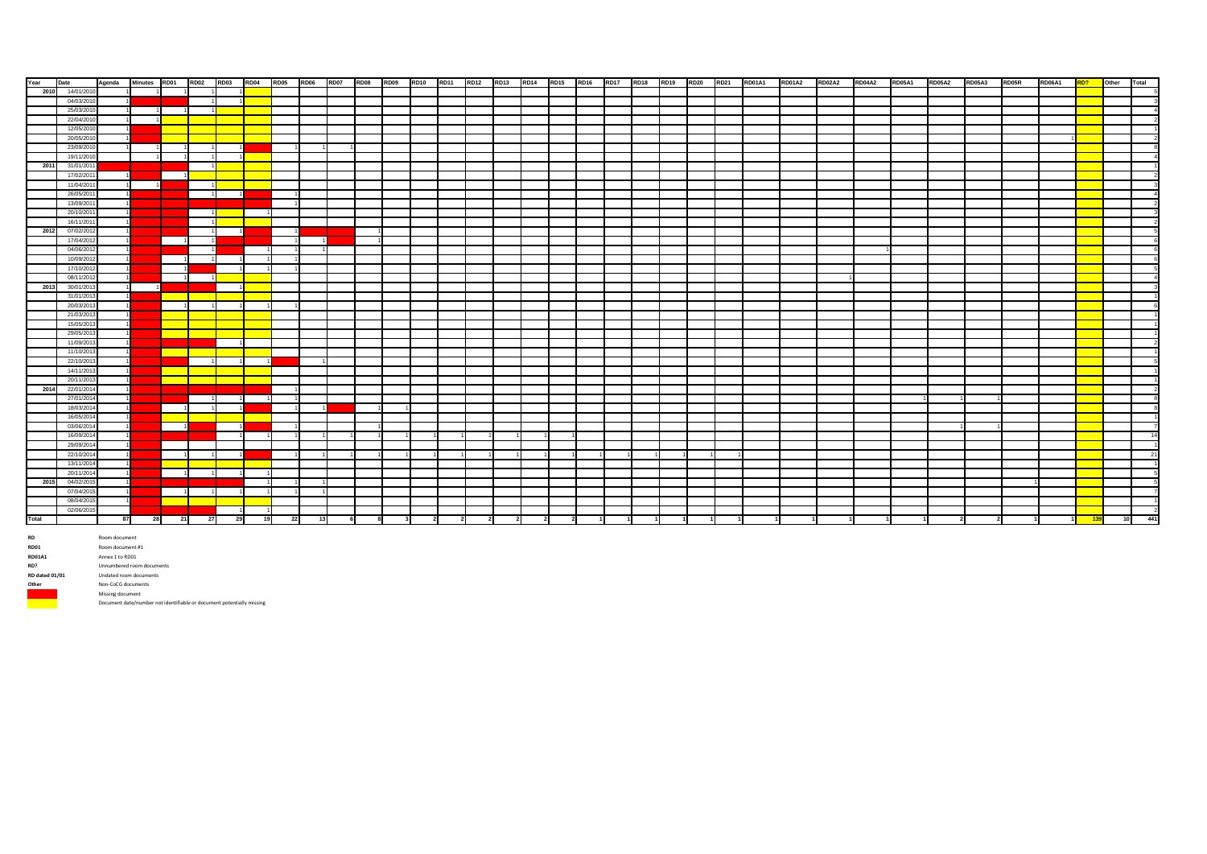| Year | Date | Agenda | Minutes | RD01 | RD02 | RD03 | RD04 | RD05 | RD06 | RD07 | RD08 | RD09 | RD10 | RD11 | RD12 | RD13 | RD14 | RD15 | RD16 | RD17 | RD18 | RD19 | RD20 | RD21 | RD01A1 | RD01A2 | RD02A2 | RD04A2 | RD05A1 | RD05A2 | RD05A3 | RD05R | RD06A1 | RD? | Other | Total |
|---|---|---|---|---|---|---|---|---|---|---|---|---|---|---|---|---|---|---|---|---|---|---|---|---|---|---|---|---|---|---|---|---|---|---|---|---|
| 2010 | 14/01/2010 | 1 | 1 | 1 | 1 | 1 | | | | | | | | | | | | | | | | | | | | | | | | | | | | | | 5 |
| | 04/03/2010 | 1 | | | 1 | 1 | | | | | | | | | | | | | | | | | | | | | | | | | | | | | | 3 |
| | 25/03/2010 | 1 | 1 | 1 | 1 | | | | | | | | | | | | | | | | | | | | | | | | | | | | | | | 4 |
| | 22/04/2010 | 1 | 1 | | | | | | | | | | | | | | | | | | | | | | | | | | | | | | | | | 2 |
| | 12/05/2010 | 1 | | | | | | | | | | | | | | | | | | | | | | | | | | | | | | | | | | 1 |
| | 20/05/2010 | 1 | | | | | | | | | | | | | | | | | | | | | | | | | | | | | | | 1 | | | 2 |
| | 23/09/2010 | 1 | 1 | 1 | 1 | 1 | | 1 | 1 | 1 | | | | | | | | | | | | | | | | | | | | | | | | | | 8 |
| | 19/11/2010 | | 1 | 1 | 1 | 1 | | | | | | | | | | | | | | | | | | | | | | | | | | | | | | 4 |
| 2011 | 31/01/2011 | | | | 1 | | | | | | | | | | | | | | | | | | | | | | | | | | | | | | | 1 |
| | 17/02/2011 | 1 | | 1 | | | | | | | | | | | | | | | | | | | | | | | | | | | | | | | | 2 |
| | 11/04/2011 | 1 | 1 | | 1 | | | | | | | | | | | | | | | | | | | | | | | | | | | | | | | 3 |
| | 26/05/2011 | 1 | | | 1 | 1 | | 1 | | | | | | | | | | | | | | | | | | | | | | | | | | | | 4 |
| | 13/09/2011 | 1 | | | | | | 1 | | | | | | | | | | | | | | | | | | | | | | | | | | | | 2 |
| | 20/10/2011 | 1 | | | 1 | | 1 | | | | | | | | | | | | | | | | | | | | | | | | | | | | | 3 |
| | 16/11/2011 | 1 | | | 1 | | | | | | | | | | | | | | | | | | | | | | | | | | | | | | | 2 |
| 2012 | 07/02/2012 | 1 | | | 1 | 1 | | 1 | | | 1 | | | | | | | | | | | | | | | | | | | | | | | | | 5 |
| | 17/04/2012 | 1 | | 1 | 1 | | | 1 | 1 | | 1 | | | | | | | | | | | | | | | | | | | | | | | | | 6 |
| | 04/06/2012 | 1 | | | 1 | | 1 | 1 | 1 | | | | | | | | | | | | | | | | | | | 1 | | | | | | | | 6 |
| | 10/09/2012 | 1 | | 1 | 1 | 1 | 1 | 1 | | | | | | | | | | | | | | | | | | | | | | | | | | | | 6 |
| | 17/10/2012 | 1 | | 1 | | 1 | 1 | 1 | | | | | | | | | | | | | | | | | | | | | | | | | | | | 5 |
| | 08/11/2012 | 1 | | 1 | 1 | | | | | | | | | | | | | | | | | | | | | | 1 | | | | | | | | | 4 |
| 2013 | 30/01/2013 | 1 | 1 | | | 1 | | | | | | | | | | | | | | | | | | | | | | | | | | | | | | 3 |
| | 31/01/2013 | 1 | | | | | | | | | | | | | | | | | | | | | | | | | | | | | | | | | | 1 |
| | 20/03/2013 | 1 | | 1 | 1 | 1 | 1 | 1 | | | | | | | | | | | | | | | | | | | | | | | | | | | | 6 |
| | 21/03/2013 | 1 | | | | | | | | | | | | | | | | | | | | | | | | | | | | | | | | | | 1 |
| | 15/05/2013 | 1 | | | | | | | | | | | | | | | | | | | | | | | | | | | | | | | | | | 1 |
| | 29/05/2013 | 1 | | | | | | | | | | | | | | | | | | | | | | | | | | | | | | | | | | 1 |
| | 11/09/2013 | 1 | | | | 1 | | | | | | | | | | | | | | | | | | | | | | | | | | | | | | 2 |
| | 11/10/2013 | 1 | | | | | | | | | | | | | | | | | | | | | | | | | | | | | | | | | | 1 |
| | 22/10/2013 | 1 | | | 1 | 1 | 1 | | 1 | | | | | | | | | | | | | | | | | | | | | | | | | | | 5 |
| | 14/11/2013 | 1 | | | | | | | | | | | | | | | | | | | | | | | | | | | | | | | | | | 1 |
| | 20/11/2013 | 1 | | | | | | | | | | | | | | | | | | | | | | | | | | | | | | | | | | 1 |
| 2014 | 22/01/2014 | 1 | | | | | | 1 | | | | | | | | | | | | | | | | | | | | | | | | | | | | 2 |
| | 27/01/2014 | 1 | | | 1 | 1 | 1 | 1 | | | | | | | | | | | | | | | | | | | | | 1 | 1 | 1 | | | | | 8 |
| | 18/03/2014 | 1 | | 1 | 1 | 1 | | 1 | 1 | | 1 | 1 | | | | | | | | | | | | | | | | | | | | | | | | 8 |
| | 16/05/2014 | 1 | | | | | | | | | | | | | | | | | | | | | | | | | | | | | | | | | | 1 |
| | 03/06/2014 | 1 | | 1 | | 1 | | 1 | | | 1 | | | | | | | | | | | | | | | | | | | 1 | 1 | | | | | 7 |
| | 16/09/2014 | 1 | | | | 1 | 1 | 1 | 1 | 1 | 1 | 1 | 1 | 1 | 1 | 1 | 1 | 1 | | | | | | | | | | | | | | | | | | 14 |
| | 29/09/2014 | 1 | | | | | | | | | | | | | | | | | | | | | | | | | | | | | | | | | | 1 |
| | 22/10/2014 | 1 | | 1 | 1 | 1 | | 1 | 1 | 1 | 1 | 1 | 1 | 1 | 1 | 1 | 1 | 1 | 1 | 1 | 1 | 1 | 1 | 1 | | | | | | | | | | | | 21 |
| | 13/11/2014 | 1 | | | | | | | | | | | | | | | | | | | | | | | | | | | | | | | | | | 1 |
| | 20/11/2014 | 1 | | 1 | 1 | 1 | 1 | | | | | | | | | | | | | | | | | | | | | | | | | | | | | 5 |
| 2015 | 04/02/2015 | 1 | | | | | 1 | 1 | 1 | | | | | | | | | | | | | | | | | | | | | | | 1 | | | | 5 |
| | 07/04/2015 | 1 | | 1 | 1 | 1 | 1 | 1 | 1 | | | | | | | | | | | | | | | | | | | | | | | | | | | 7 |
| | 08/04/2015 | 1 | | | | | | | | | | | | | | | | | | | | | | | | | | | | | | | | | | 1 |
| | 02/06/2015 | | | | | 1 | 1 | | | | | | | | | | | | | | | | | | | | | | | | | | | | | 2 |
| Total | | 87 | 28 | 21 | 27 | 29 | 19 | 22 | 13 | 6 | 8 | 3 | 2 | 2 | 2 | 2 | 2 | 2 | 1 | 1 | 1 | 1 | 1 | 1 | 1 | 1 | 1 | 1 | 1 | 2 | 2 | 1 | 1 | 139 | 10 | 441 |

**RD** Room document
**RD01** Room document #1
**RD01A1** Annex 1 to RD01
**RD?** Unnumbered room documents
**RD dated 01/01** Undated room documents
**Other** Non-CoCG documents
(red) Missing document
(yellow) Document date/number not identifiable or document potentially missing